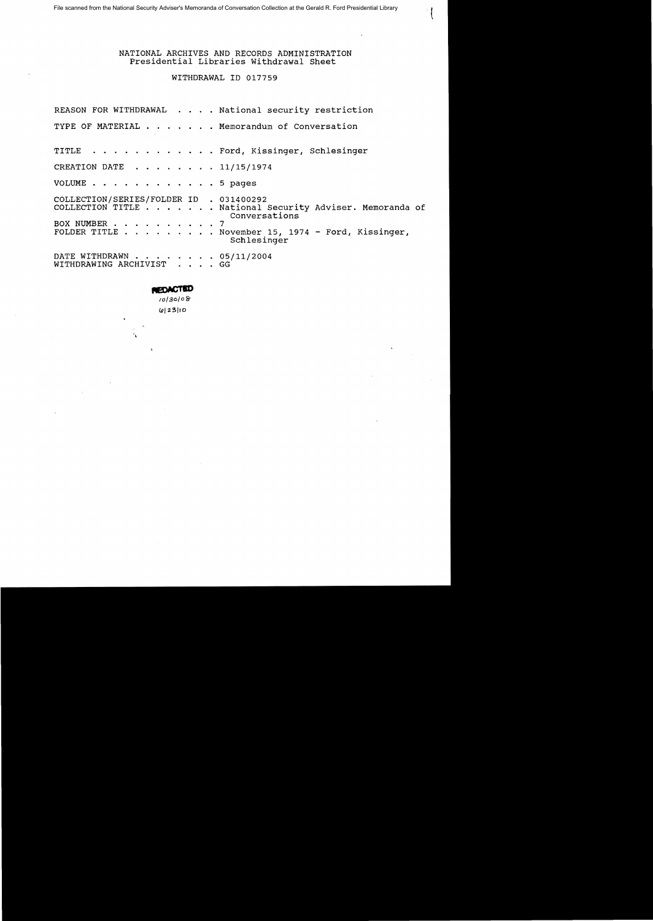File scanned from the National Security Adviser's Memoranda of Conversation Collection at the Gerald R. Ford Presidential Library

NATIONAL ARCHIVES AND RECORDS ADMINISTRATION
Presidential Libraries Withdrawal Sheet

WITHDRAWAL ID 017759

REASON FOR WITHDRAWAL . . . . National security restriction

TYPE OF MATERIAL . . . . . . . Memorandum of Conversation

TITLE . . . . . . . . . . . . Ford, Kissinger, Schlesinger

CREATION DATE . . . . . . . . 11/15/1974

VOLUME . . . . . . . . . . . . 5 pages

COLLECTION/SERIES/FOLDER ID . 031400292
COLLECTION TITLE . . . . . . . National Security Adviser. Memoranda of Conversations
BOX NUMBER . . . . . . . . . . 7
FOLDER TITLE . . . . . . . . . November 15, 1974 - Ford, Kissinger, Schlesinger

DATE WITHDRAWN . . . . . . . . 05/11/2004
WITHDRAWING ARCHIVIST . . . . GG

REDACTED
10/30/08
6/23/10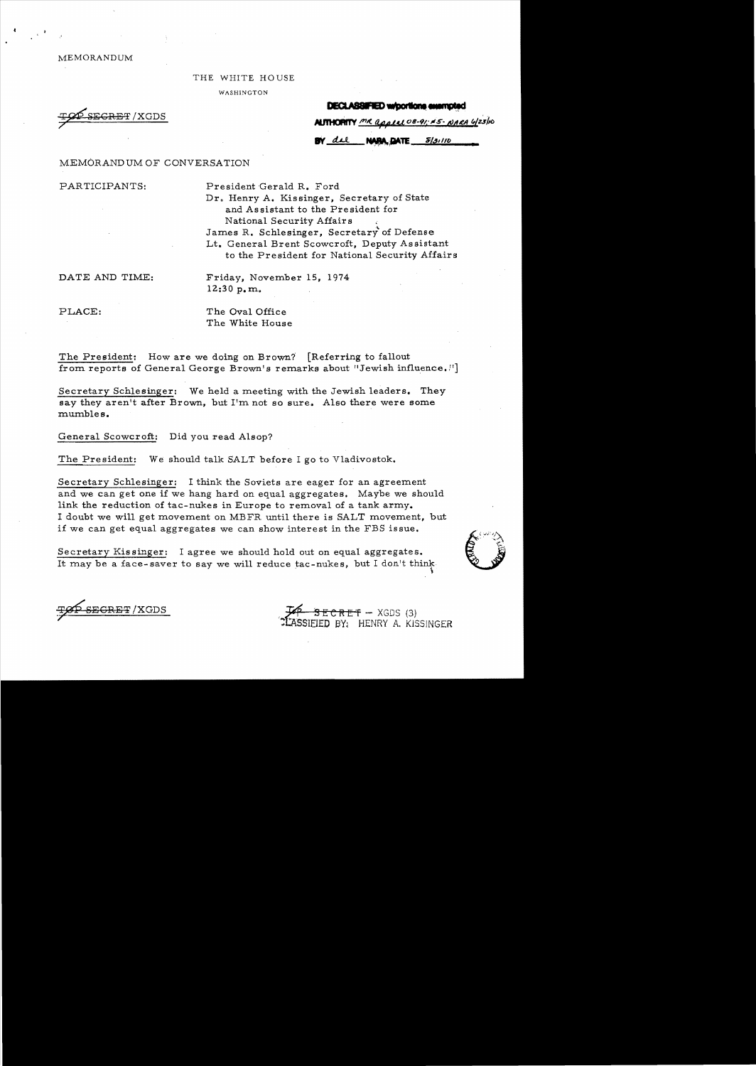MEMORANDUM

THE WHITE HOUSE

WASHINGTON

~~TOP~~ SECRET/XGDS

**DECLASSIFIED w/portions exempted**

**AUTHORITY** MR appeal 08-91; #5- NARA 6/23/10

**BY** dal **NARA, DATE** 8/3/10

MEMORANDUM OF CONVERSATION

PARTICIPANTS: President Gerald R. Ford
Dr. Henry A. Kissinger, Secretary of State and Assistant to the President for National Security Affairs
James R. Schlesinger, Secretary of Defense
Lt. General Brent Scowcroft, Deputy Assistant to the President for National Security Affairs

DATE AND TIME: Friday, November 15, 1974
12:30 p.m.

PLACE: The Oval Office
The White House

The President: How are we doing on Brown? [Referring to fallout from reports of General George Brown's remarks about "Jewish influence."]

Secretary Schlesinger: We held a meeting with the Jewish leaders. They say they aren't after Brown, but I'm not so sure. Also there were some mumbles.

General Scowcroft: Did you read Alsop?

The President: We should talk SALT before I go to Vladivostok.

Secretary Schlesinger: I think the Soviets are eager for an agreement and we can get one if we hang hard on equal aggregates. Maybe we should link the reduction of tac-nukes in Europe to removal of a tank army. I doubt we will get movement on MBFR until there is SALT movement, but if we can get equal aggregates we can show interest in the FBS issue.

Secretary Kissinger: I agree we should hold out on equal aggregates. It may be a face-saver to say we will reduce tac-nukes, but I don't think

~~TOP~~ SECRET/XGDS

~~TOP SECRET~~ – XGDS (3)
CLASSIFIED BY: HENRY A. KISSINGER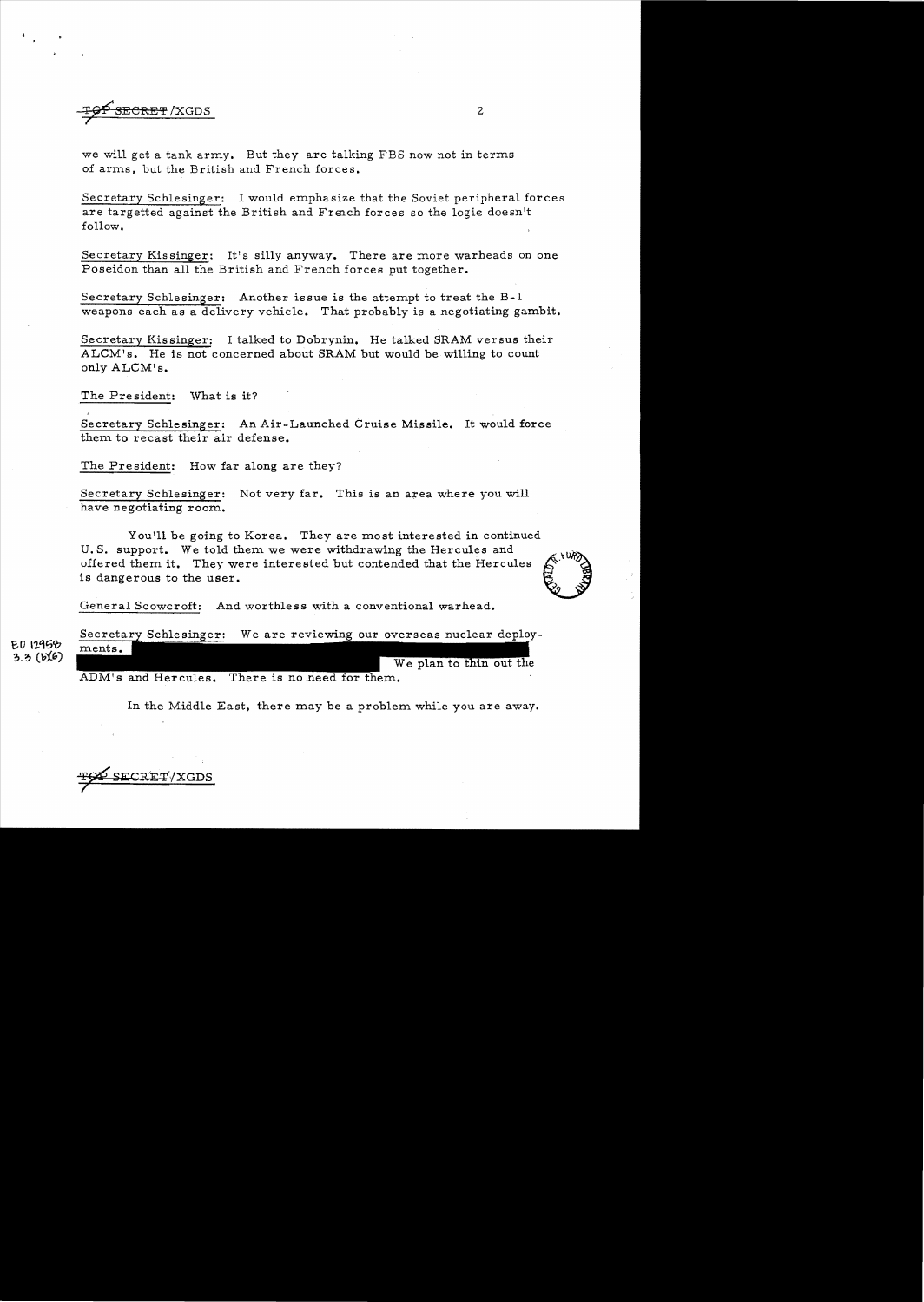we will get a tank army. But they are talking FBS now not in terms of arms, but the British and French forces.

Secretary Schlesinger: I would emphasize that the Soviet peripheral forces are targetted against the British and French forces so the logic doesn't follow.

Secretary Kissinger: It's silly anyway. There are more warheads on one Poseidon than all the British and French forces put together.

Secretary Schlesinger: Another issue is the attempt to treat the B-1 weapons each as a delivery vehicle. That probably is a negotiating gambit.

Secretary Kissinger: I talked to Dobrynin. He talked SRAM versus their ALCM's. He is not concerned about SRAM but would be willing to count only ALCM's.

The President: What is it?

Secretary Schlesinger: An Air-Launched Cruise Missile. It would force them to recast their air defense.

The President: How far along are they?

Secretary Schlesinger: Not very far. This is an area where you will have negotiating room.

You'll be going to Korea. They are most interested in continued U.S. support. We told them we were withdrawing the Hercules and offered them it. They were interested but contended that the Hercules is dangerous to the user.

General Scowcroft: And worthless with a conventional warhead.

EO 12958 3.3 (b)(6)

Secretary Schlesinger: We are reviewing our overseas nuclear deployments. [redacted] We plan to thin out the ADM's and Hercules. There is no need for them.

In the Middle East, there may be a problem while you are away.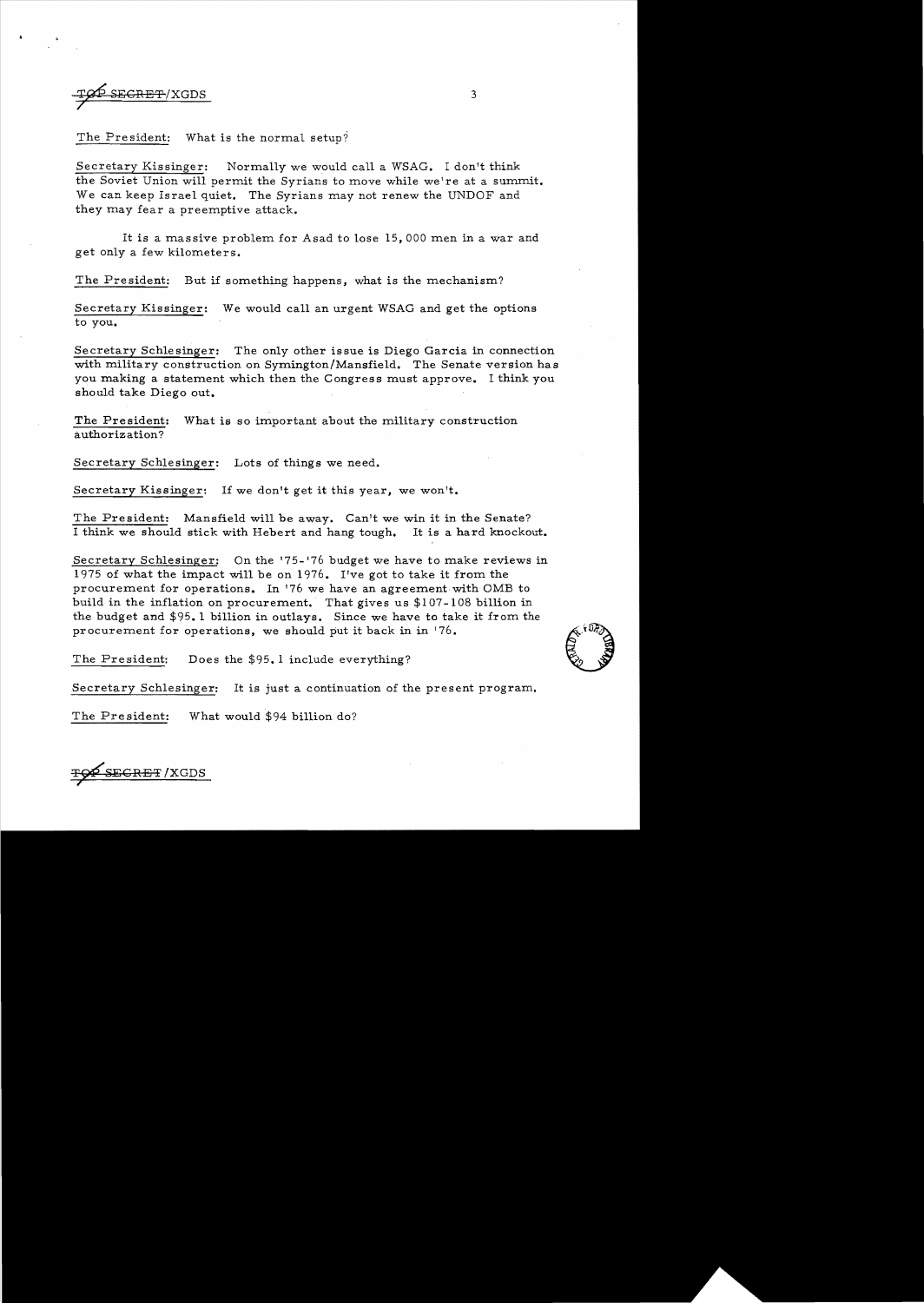The President: What is the normal setup?

Secretary Kissinger: Normally we would call a WSAG. I don't think the Soviet Union will permit the Syrians to move while we're at a summit. We can keep Israel quiet. The Syrians may not renew the UNDOF and they may fear a preemptive attack.

It is a massive problem for Asad to lose 15,000 men in a war and get only a few kilometers.

The President: But if something happens, what is the mechanism?

Secretary Kissinger: We would call an urgent WSAG and get the options to you.

Secretary Schlesinger: The only other issue is Diego Garcia in connection with military construction on Symington/Mansfield. The Senate version has you making a statement which then the Congress must approve. I think you should take Diego out.

The President: What is so important about the military construction authorization?

Secretary Schlesinger: Lots of things we need.

Secretary Kissinger: If we don't get it this year, we won't.

The President: Mansfield will be away. Can't we win it in the Senate? I think we should stick with Hebert and hang tough. It is a hard knockout.

Secretary Schlesinger: On the '75-'76 budget we have to make reviews in 1975 of what the impact will be on 1976. I've got to take it from the procurement for operations. In '76 we have an agreement with OMB to build in the inflation on procurement. That gives us $107-108 billion in the budget and $95.1 billion in outlays. Since we have to take it from the procurement for operations, we should put it back in in '76.

The President: Does the $95.1 include everything?

Secretary Schlesinger: It is just a continuation of the present program.

The President: What would $94 billion do?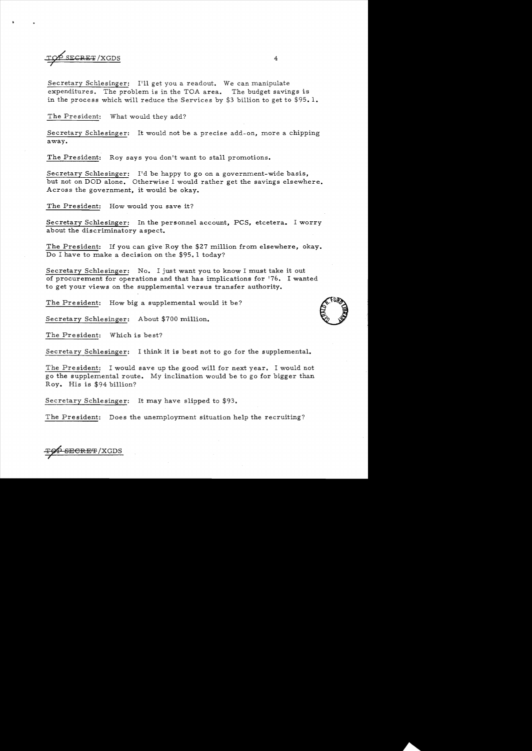Secretary Schlesinger: I'll get you a readout. We can manipulate expenditures. The problem is in the TOA area. The budget savings is in the process which will reduce the Services by $3 billion to get to $95.1.

The President: What would they add?

Secretary Schlesinger: It would not be a precise add-on, more a chipping away.

The President: Roy says you don't want to stall promotions.

Secretary Schlesinger: I'd be happy to go on a government-wide basis, but not on DOD alone. Otherwise I would rather get the savings elsewhere. Across the government, it would be okay.

The President: How would you save it?

Secretary Schlesinger: In the personnel account, PCS, etcetera. I worry about the discriminatory aspect.

The President: If you can give Roy the $27 million from elsewhere, okay. Do I have to make a decision on the $95.1 today?

Secretary Schlesinger: No. I just want you to know I must take it out of procurement for operations and that has implications for '76. I wanted to get your views on the supplemental versus transfer authority.

The President: How big a supplemental would it be?

Secretary Schlesinger: About $700 million.

The President: Which is best?

Secretary Schlesinger: I think it is best not to go for the supplemental.

The President: I would save up the good will for next year. I would not go the supplemental route. My inclination would be to go for bigger than Roy. His is $94 billion?

Secretary Schlesinger: It may have slipped to $93.

The President: Does the unemployment situation help the recruiting?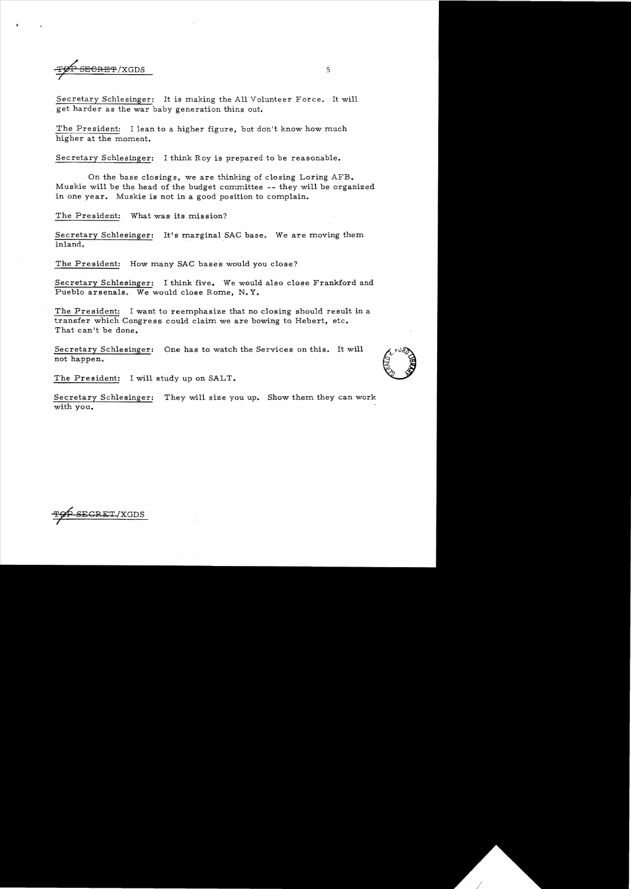~~TOP~~ SECRET/XGDS

Secretary Schlesinger: It is making the All Volunteer Force. It will get harder as the war baby generation thins out.

The President: I lean to a higher figure, but don't know how much higher at the moment.

Secretary Schlesinger: I think Roy is prepared to be reasonable.

On the base closings, we are thinking of closing Loring AFB. Muskie will be the head of the budget committee -- they will be organized in one year. Muskie is not in a good position to complain.

The President: What was its mission?

Secretary Schlesinger: It's marginal SAC base. We are moving them inland.

The President: How many SAC bases would you close?

Secretary Schlesinger: I think five. We would also close Frankford and Pueblo arsenals. We would close Rome, N.Y.

The President: I want to reemphasize that no closing should result in a transfer which Congress could claim we are bowing to Hebert, etc. That can't be done.

Secretary Schlesinger: One has to watch the Services on this. It will not happen.

The President: I will study up on SALT.

Secretary Schlesinger: They will size you up. Show them they can work with you.

~~TOP~~ SECRET/XGDS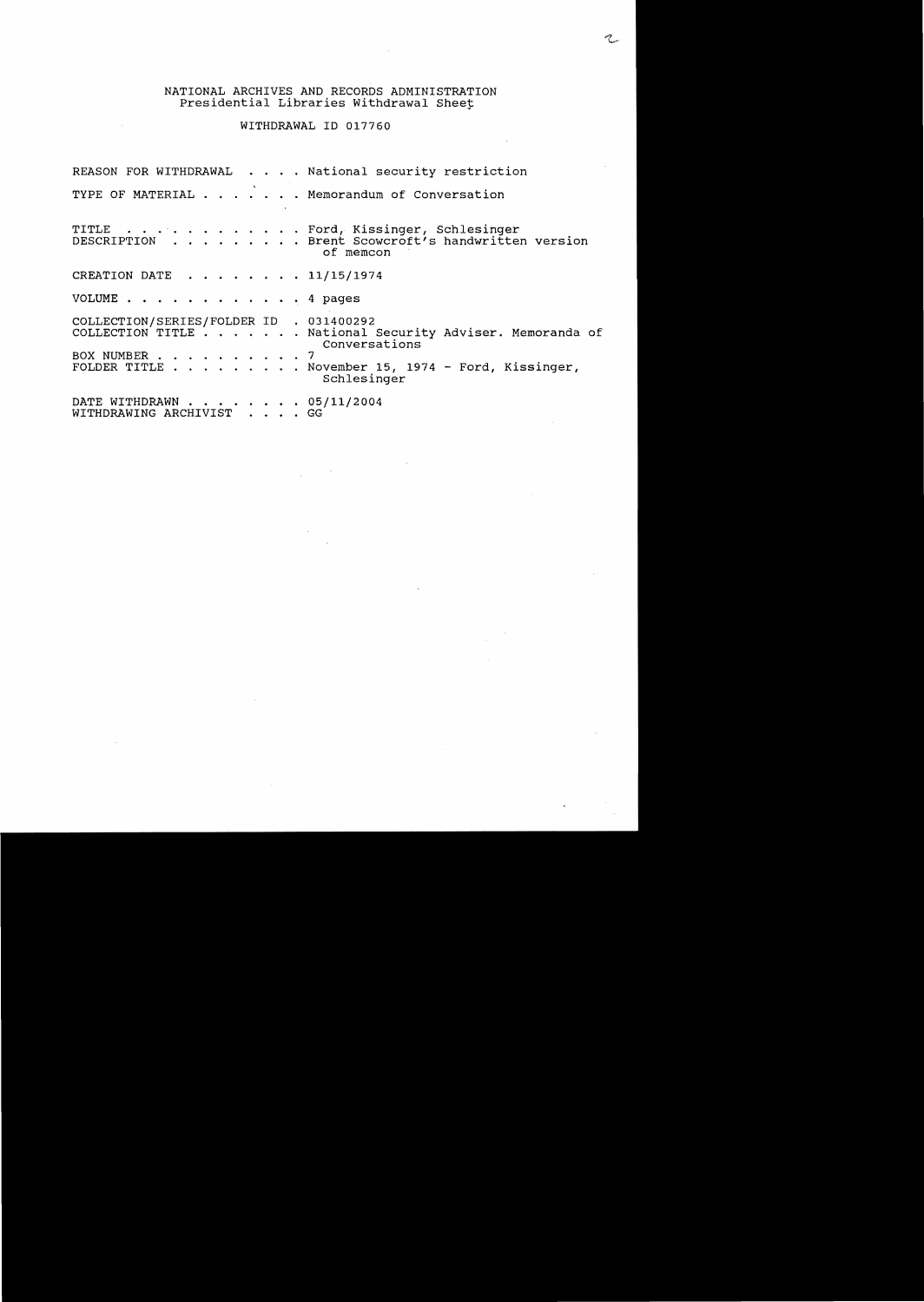NATIONAL ARCHIVES AND RECORDS ADMINISTRATION
Presidential Libraries Withdrawal Sheet

WITHDRAWAL ID 017760

REASON FOR WITHDRAWAL . . . . National security restriction

TYPE OF MATERIAL . . . . . . . Memorandum of Conversation

TITLE . . . . . . . . . . . . Ford, Kissinger, Schlesinger
DESCRIPTION . . . . . . . . . Brent Scowcroft's handwritten version of memcon

CREATION DATE . . . . . . . . 11/15/1974

VOLUME . . . . . . . . . . . . 4 pages

COLLECTION/SERIES/FOLDER ID . 031400292
COLLECTION TITLE . . . . . . . National Security Adviser. Memoranda of Conversations
BOX NUMBER . . . . . . . . . . 7
FOLDER TITLE . . . . . . . . . November 15, 1974 - Ford, Kissinger, Schlesinger

DATE WITHDRAWN . . . . . . . . 05/11/2004
WITHDRAWING ARCHIVIST . . . . GG